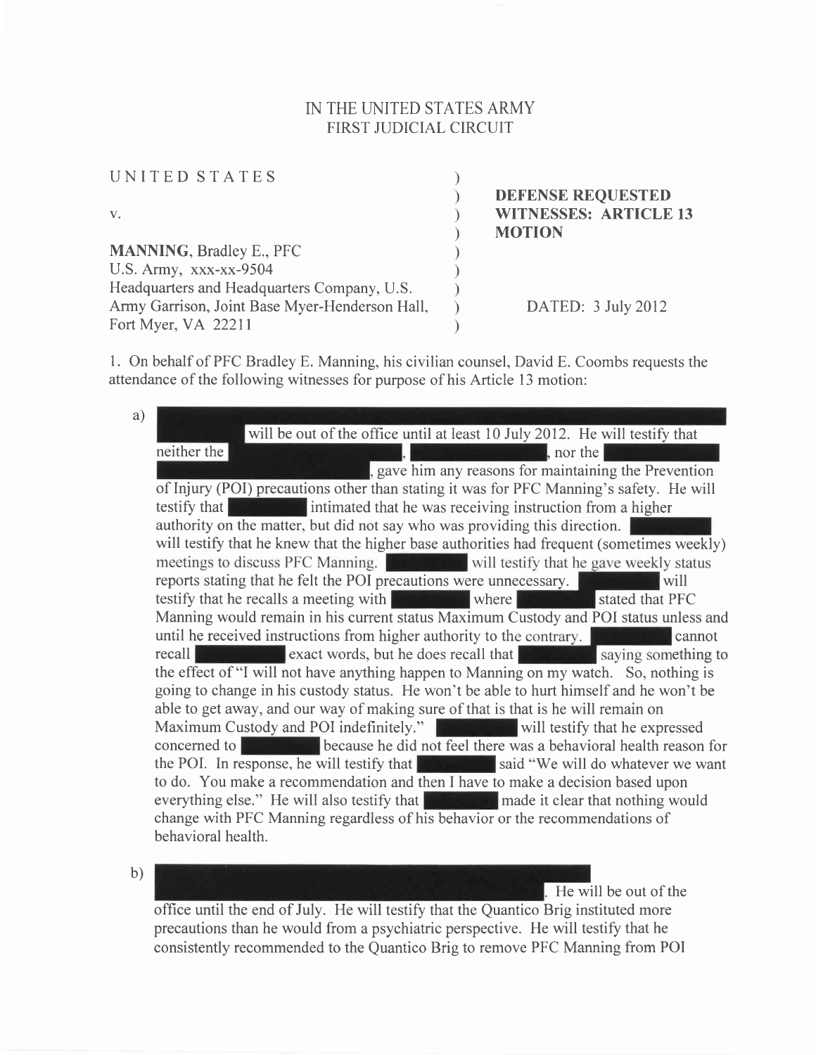IN THE UNITED STATES ARMY
FIRST JUDICIAL CIRCUIT

| | | |
|---|---|---|
| UNITED STATES | ) | |
| | ) | **DEFENSE REQUESTED** |
| v. | ) | **WITNESSES: ARTICLE 13** |
| | ) | **MOTION** |
| **MANNING**, Bradley E., PFC | ) | |
| U.S. Army, xxx-xx-9504 | ) | |
| Headquarters and Headquarters Company, U.S. | ) | |
| Army Garrison, Joint Base Myer-Henderson Hall, | ) | DATED: 3 July 2012 |
| Fort Myer, VA 22211 | ) | |

1. On behalf of PFC Bradley E. Manning, his civilian counsel, David E. Coombs requests the attendance of the following witnesses for purpose of his Article 13 motion:

a) [REDACTED] will be out of the office until at least 10 July 2012. He will testify that neither the [REDACTED], [REDACTED], nor the [REDACTED], gave him any reasons for maintaining the Prevention of Injury (POI) precautions other than stating it was for PFC Manning's safety. He will testify that [REDACTED] intimated that he was receiving instruction from a higher authority on the matter, but did not say who was providing this direction. [REDACTED] will testify that he knew that the higher base authorities had frequent (sometimes weekly) meetings to discuss PFC Manning. [REDACTED] will testify that he gave weekly status reports stating that he felt the POI precautions were unnecessary. [REDACTED] will testify that he recalls a meeting with [REDACTED] where [REDACTED] stated that PFC Manning would remain in his current status Maximum Custody and POI status unless and until he received instructions from higher authority to the contrary. [REDACTED] cannot recall [REDACTED] exact words, but he does recall that [REDACTED] saying something to the effect of "I will not have anything happen to Manning on my watch. So, nothing is going to change in his custody status. He won't be able to hurt himself and he won't be able to get away, and our way of making sure of that is that is he will remain on Maximum Custody and POI indefinitely." [REDACTED] will testify that he expressed concerned to [REDACTED] because he did not feel there was a behavioral health reason for the POI. In response, he will testify that [REDACTED] said "We will do whatever we want to do. You make a recommendation and then I have to make a decision based upon everything else." He will also testify that [REDACTED] made it clear that nothing would change with PFC Manning regardless of his behavior or the recommendations of behavioral health.

b) [REDACTED]. He will be out of the office until the end of July. He will testify that the Quantico Brig instituted more precautions than he would from a psychiatric perspective. He will testify that he consistently recommended to the Quantico Brig to remove PFC Manning from POI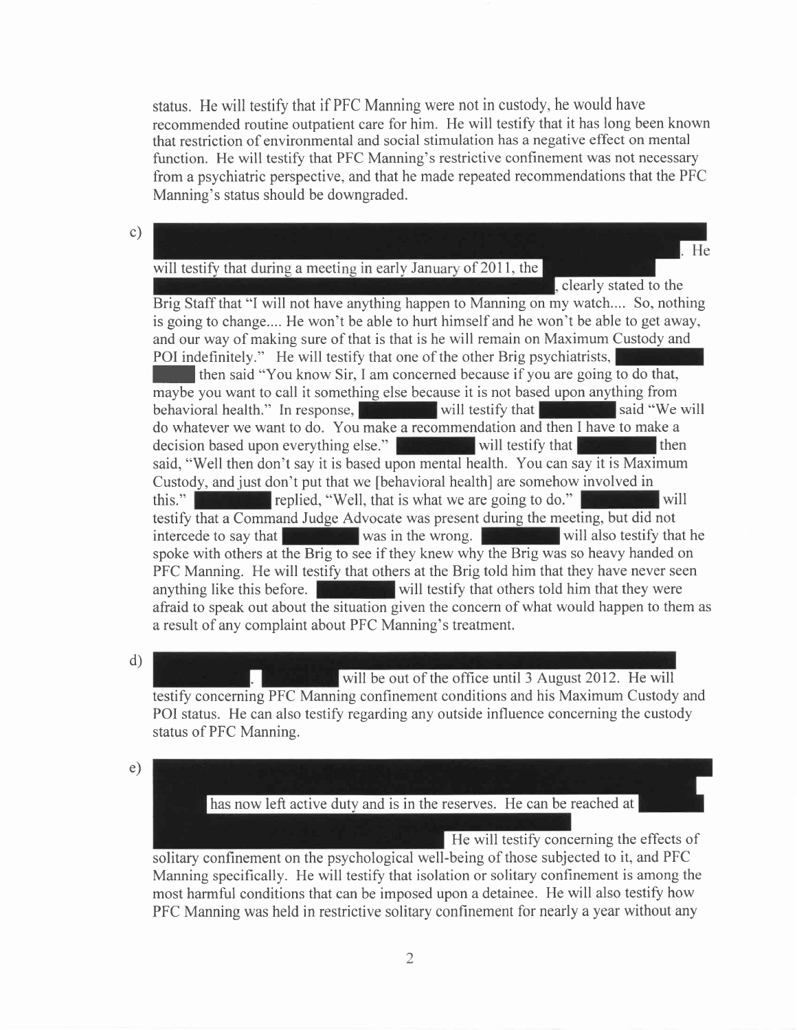status. He will testify that if PFC Manning were not in custody, he would have recommended routine outpatient care for him. He will testify that it has long been known that restriction of environmental and social stimulation has a negative effect on mental function. He will testify that PFC Manning's restrictive confinement was not necessary from a psychiatric perspective, and that he made repeated recommendations that the PFC Manning's status should be downgraded.

c) [REDACTED]. He will testify that during a meeting in early January of 2011, the [REDACTED], clearly stated to the Brig Staff that "I will not have anything happen to Manning on my watch.... So, nothing is going to change.... He won't be able to hurt himself and he won't be able to get away, and our way of making sure of that is that is he will remain on Maximum Custody and POI indefinitely." He will testify that one of the other Brig psychiatrists, [REDACTED] then said "You know Sir, I am concerned because if you are going to do that, maybe you want to call it something else because it is not based upon anything from behavioral health." In response, [REDACTED] will testify that [REDACTED] said "We will do whatever we want to do. You make a recommendation and then I have to make a decision based upon everything else." [REDACTED] will testify that [REDACTED] then said, "Well then don't say it is based upon mental health. You can say it is Maximum Custody, and just don't put that we [behavioral health] are somehow involved in this." [REDACTED] replied, "Well, that is what we are going to do." [REDACTED] will testify that a Command Judge Advocate was present during the meeting, but did not intercede to say that [REDACTED] was in the wrong. [REDACTED] will also testify that he spoke with others at the Brig to see if they knew why the Brig was so heavy handed on PFC Manning. He will testify that others at the Brig told him that they have never seen anything like this before. [REDACTED] will testify that others told him that they were afraid to speak out about the situation given the concern of what would happen to them as a result of any complaint about PFC Manning's treatment.

d) [REDACTED]. [REDACTED] will be out of the office until 3 August 2012. He will testify concerning PFC Manning confinement conditions and his Maximum Custody and POI status. He can also testify regarding any outside influence concerning the custody status of PFC Manning.

e) [REDACTED] has now left active duty and is in the reserves. He can be reached at [REDACTED] He will testify concerning the effects of solitary confinement on the psychological well-being of those subjected to it, and PFC Manning specifically. He will testify that isolation or solitary confinement is among the most harmful conditions that can be imposed upon a detainee. He will also testify how PFC Manning was held in restrictive solitary confinement for nearly a year without any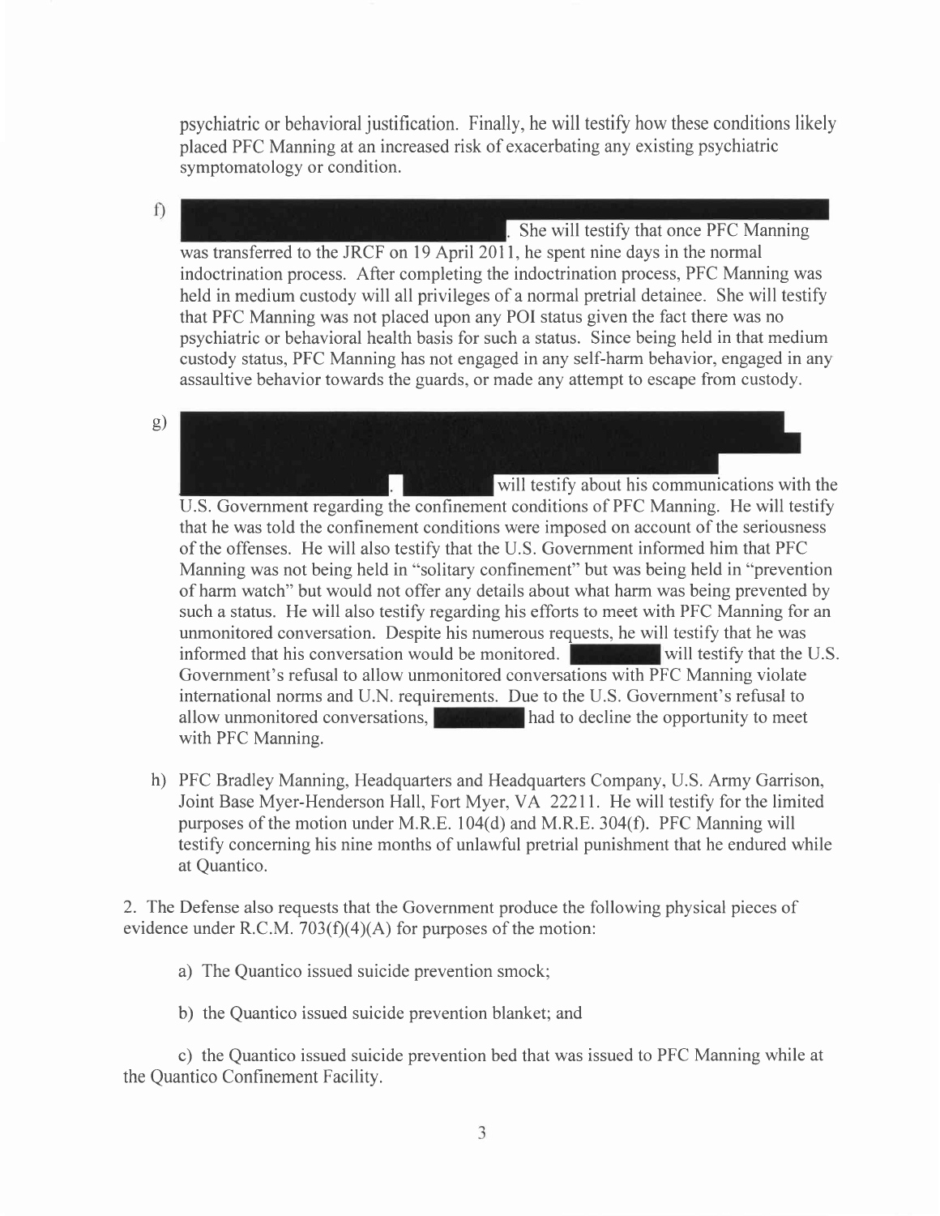psychiatric or behavioral justification. Finally, he will testify how these conditions likely placed PFC Manning at an increased risk of exacerbating any existing psychiatric symptomatology or condition.

f) [REDACTED]. She will testify that once PFC Manning was transferred to the JRCF on 19 April 2011, he spent nine days in the normal indoctrination process. After completing the indoctrination process, PFC Manning was held in medium custody will all privileges of a normal pretrial detainee. She will testify that PFC Manning was not placed upon any POI status given the fact there was no psychiatric or behavioral health basis for such a status. Since being held in that medium custody status, PFC Manning has not engaged in any self-harm behavior, engaged in any assaultive behavior towards the guards, or made any attempt to escape from custody.

g) [REDACTED]. [REDACTED] will testify about his communications with the U.S. Government regarding the confinement conditions of PFC Manning. He will testify that he was told the confinement conditions were imposed on account of the seriousness of the offenses. He will also testify that the U.S. Government informed him that PFC Manning was not being held in "solitary confinement" but was being held in "prevention of harm watch" but would not offer any details about what harm was being prevented by such a status. He will also testify regarding his efforts to meet with PFC Manning for an unmonitored conversation. Despite his numerous requests, he will testify that he was informed that his conversation would be monitored. [REDACTED] will testify that the U.S. Government's refusal to allow unmonitored conversations with PFC Manning violate international norms and U.N. requirements. Due to the U.S. Government's refusal to allow unmonitored conversations, [REDACTED] had to decline the opportunity to meet with PFC Manning.

h) PFC Bradley Manning, Headquarters and Headquarters Company, U.S. Army Garrison, Joint Base Myer-Henderson Hall, Fort Myer, VA 22211. He will testify for the limited purposes of the motion under M.R.E. 104(d) and M.R.E. 304(f). PFC Manning will testify concerning his nine months of unlawful pretrial punishment that he endured while at Quantico.

2. The Defense also requests that the Government produce the following physical pieces of evidence under R.C.M. 703(f)(4)(A) for purposes of the motion:

a) The Quantico issued suicide prevention smock;

b) the Quantico issued suicide prevention blanket; and

c) the Quantico issued suicide prevention bed that was issued to PFC Manning while at the Quantico Confinement Facility.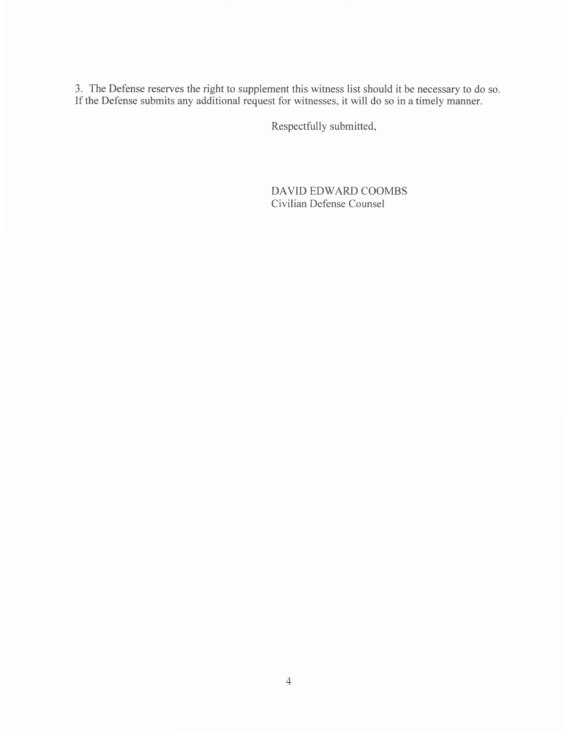3. The Defense reserves the right to supplement this witness list should it be necessary to do so. If the Defense submits any additional request for witnesses, it will do so in a timely manner.

Respectfully submitted,

DAVID EDWARD COOMBS
Civilian Defense Counsel